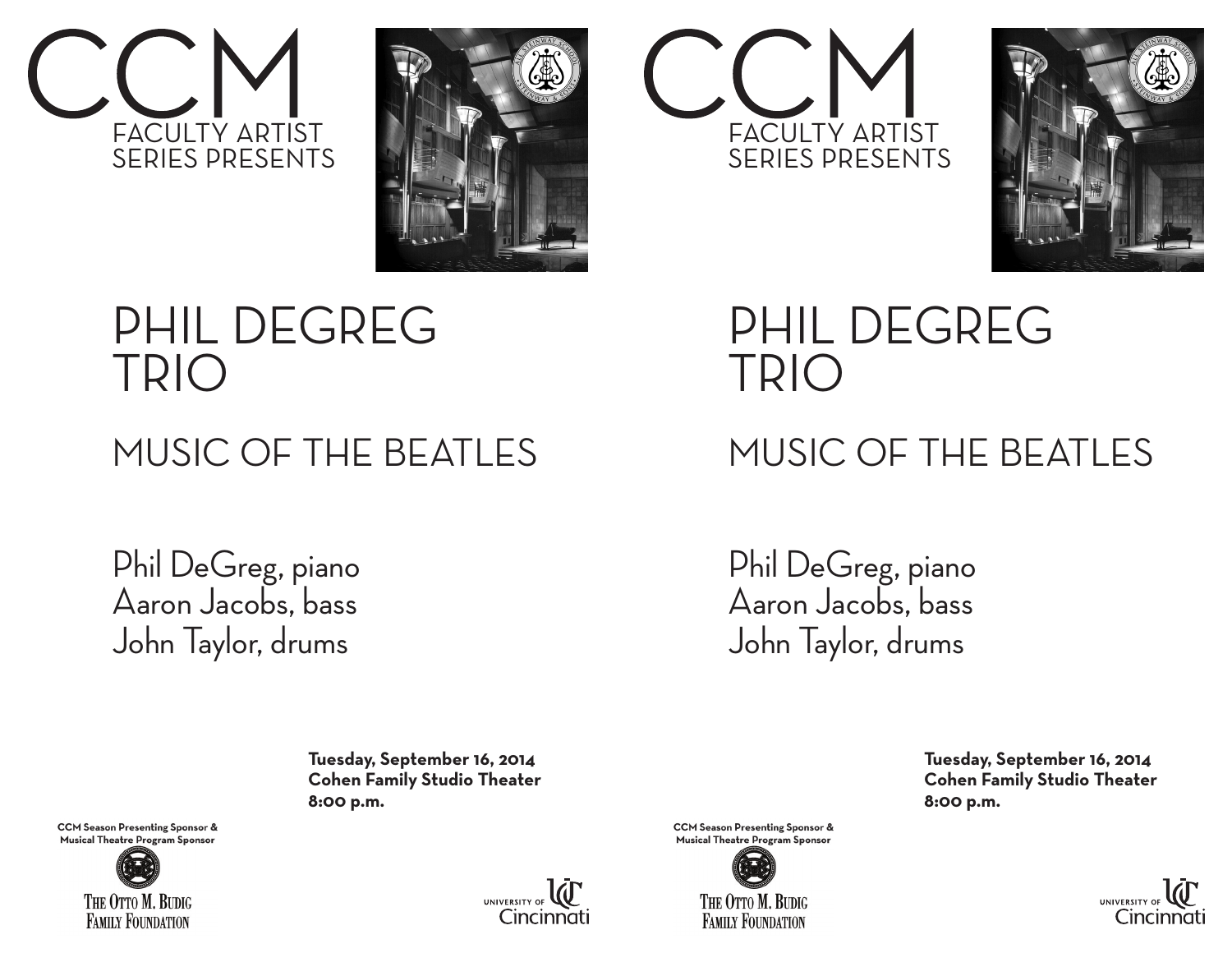# CCM

FACULTY ARTIST
SERIES PRESENTS

# PHIL DEGREG TRIO

## MUSIC OF THE BEATLES

Phil DeGreg, piano
Aaron Jacobs, bass
John Taylor, drums

**Tuesday, September 16, 2014**
**Cohen Family Studio Theater**
**8:00 p.m.**

**CCM Season Presenting Sponsor &**
**Musical Theatre Program Sponsor**

The Otto M. Budig Family Foundation

University of Cincinnati

# CCM

FACULTY ARTIST
SERIES PRESENTS

# PHIL DEGREG TRIO

## MUSIC OF THE BEATLES

Phil DeGreg, piano
Aaron Jacobs, bass
John Taylor, drums

**Tuesday, September 16, 2014**
**Cohen Family Studio Theater**
**8:00 p.m.**

**CCM Season Presenting Sponsor &**
**Musical Theatre Program Sponsor**

The Otto M. Budig Family Foundation

University of Cincinnati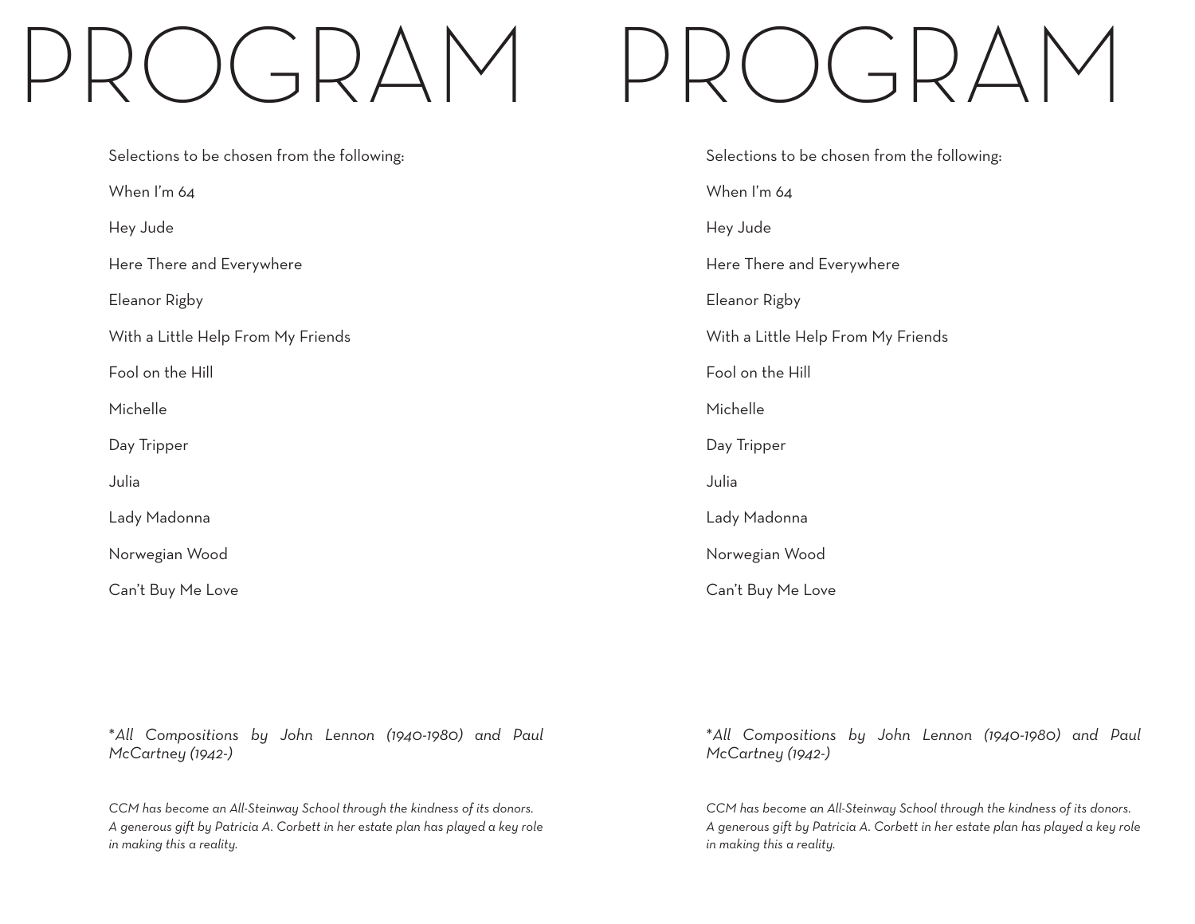# PROGRAM

Selections to be chosen from the following:

When I'm 64

Hey Jude

Here There and Everywhere

Eleanor Rigby

With a Little Help From My Friends

Fool on the Hill

Michelle

Day Tripper

Julia

Lady Madonna

Norwegian Wood

Can't Buy Me Love

**All Compositions by John Lennon (1940-1980) and Paul McCartney (1942-)*

*CCM has become an All-Steinway School through the kindness of its donors. A generous gift by Patricia A. Corbett in her estate plan has played a key role in making this a reality.*

# PROGRAM

Selections to be chosen from the following:

When I'm 64

Hey Jude

Here There and Everywhere

Eleanor Rigby

With a Little Help From My Friends

Fool on the Hill

Michelle

Day Tripper

Julia

Lady Madonna

Norwegian Wood

Can't Buy Me Love

**All Compositions by John Lennon (1940-1980) and Paul McCartney (1942-)*

*CCM has become an All-Steinway School through the kindness of its donors. A generous gift by Patricia A. Corbett in her estate plan has played a key role in making this a reality.*